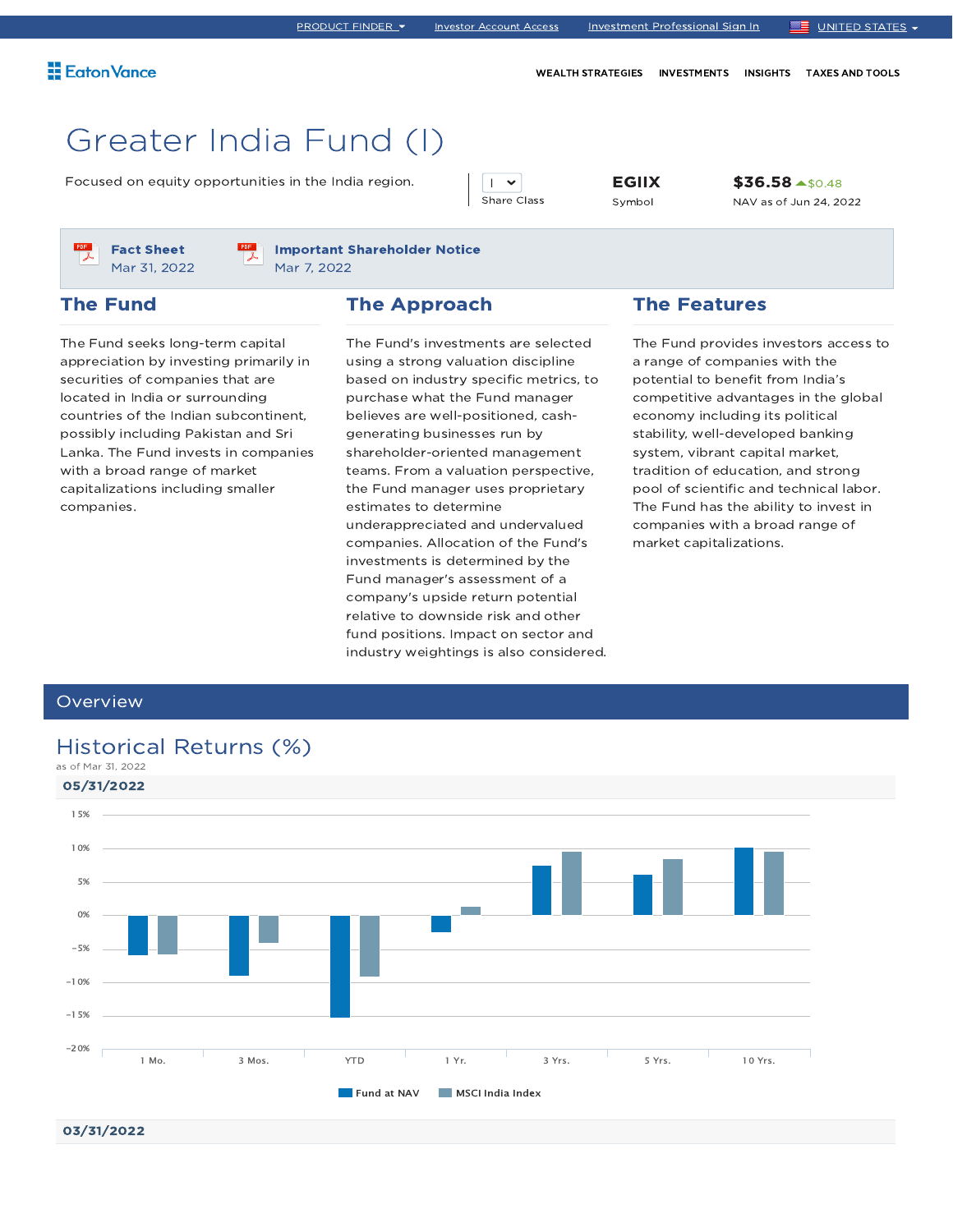PRODUCT FINDER | Investor Account Access | Investment Professional Sign In | UNITED STATES

Eaton Vance

WEALTH STRATEGIES | INVESTMENTS | INSIGHTS | TAXES AND TOOLS

# Greater India Fund (I)

Focused on equity opportunities in the India region.

| Share Class | Symbol | NAV as of Jun 24, 2022 |
|---|---|---|
| I | EGIIX | $36.58 ▲$0.48 |

**Fact Sheet**
Mar 31, 2022

**Important Shareholder Notice**
Mar 7, 2022

## The Fund

The Fund seeks long-term capital appreciation by investing primarily in securities of companies that are located in India or surrounding countries of the Indian subcontinent, possibly including Pakistan and Sri Lanka. The Fund invests in companies with a broad range of market capitalizations including smaller companies.

## The Approach

The Fund's investments are selected using a strong valuation discipline based on industry specific metrics, to purchase what the Fund manager believes are well-positioned, cash-generating businesses run by shareholder-oriented management teams. From a valuation perspective, the Fund manager uses proprietary estimates to determine underappreciated and undervalued companies. Allocation of the Fund's investments is determined by the Fund manager's assessment of a company's upside return potential relative to downside risk and other fund positions. Impact on sector and industry weightings is also considered.

## The Features

The Fund provides investors access to a range of companies with the potential to benefit from India's competitive advantages in the global economy including its political stability, well-developed banking system, vibrant capital market, tradition of education, and strong pool of scientific and technical labor. The Fund has the ability to invest in companies with a broad range of market capitalizations.

## Overview

### Historical Returns (%)

as of Mar 31, 2022

**05/31/2022**

Chart: 1 Mo., 3 Mos., YTD, 1 Yr., 3 Yrs., 5 Yrs., 10 Yrs. — Fund at NAV vs. MSCI India Index (y-axis from -20% to 15%)

**03/31/2022**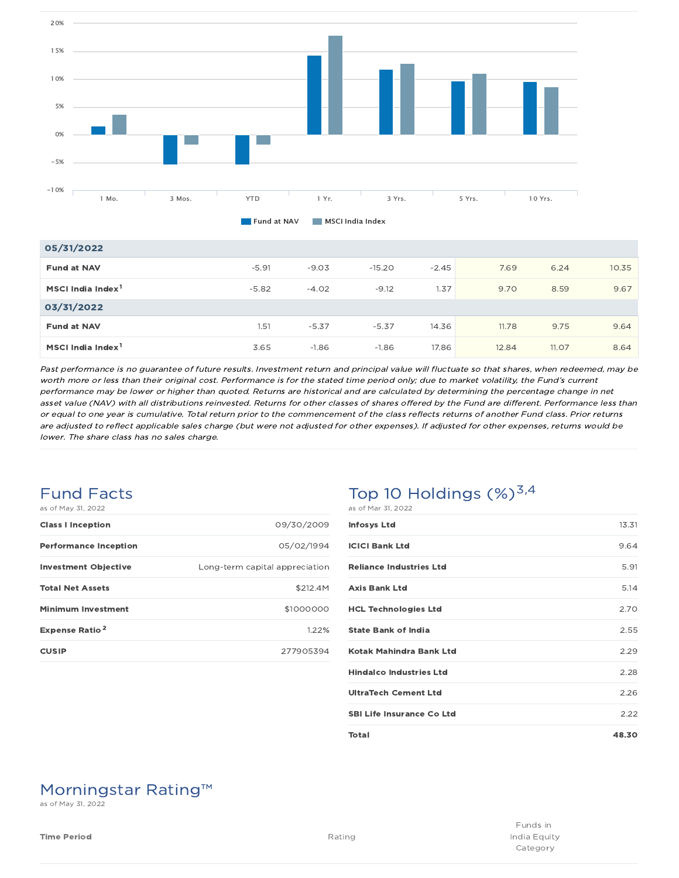| | 1 Mo. | 3 Mos. | YTD | 1 Yr. | 3 Yrs. | 5 Yrs. | 10 Yrs. |
|---|---|---|---|---|---|---|---|
| **05/31/2022** | | | | | | | |
| **Fund at NAV** | -5.91 | -9.03 | -15.20 | -2.45 | 7.69 | 6.24 | 10.35 |
| **MSCI India Index[1]** | -5.82 | -4.02 | -9.12 | 1.37 | 9.70 | 8.59 | 9.67 |
| **03/31/2022** | | | | | | | |
| **Fund at NAV** | 1.51 | -5.37 | -5.37 | 14.36 | 11.78 | 9.75 | 9.64 |
| **MSCI India Index[1]** | 3.65 | -1.86 | -1.86 | 17.86 | 12.84 | 11.07 | 8.64 |

*Past performance is no guarantee of future results. Investment return and principal value will fluctuate so that shares, when redeemed, may be worth more or less than their original cost. Performance is for the stated time period only; due to market volatility, the Fund's current performance may be lower or higher than quoted. Returns are historical and are calculated by determining the percentage change in net asset value (NAV) with all distributions reinvested. Returns for other classes of shares offered by the Fund are different. Performance less than or equal to one year is cumulative. Total return prior to the commencement of the class reflects returns of another Fund class. Prior returns are adjusted to reflect applicable sales charge (but were not adjusted for other expenses). If adjusted for other expenses, returns would be lower. The share class has no sales charge.*

## Fund Facts

as of May 31, 2022

| | |
|---|---|
| **Class I Inception** | 09/30/2009 |
| **Performance Inception** | 05/02/1994 |
| **Investment Objective** | Long-term capital appreciation |
| **Total Net Assets** | $212.4M |
| **Minimum Investment** | $1000000 |
| **Expense Ratio[2]** | 1.22% |
| **CUSIP** | 277905394 |

## Top 10 Holdings (%)[3,4]

as of Mar 31, 2022

| | |
|---|---|
| **Infosys Ltd** | 13.31 |
| **ICICI Bank Ltd** | 9.64 |
| **Reliance Industries Ltd** | 5.91 |
| **Axis Bank Ltd** | 5.14 |
| **HCL Technologies Ltd** | 2.70 |
| **State Bank of India** | 2.55 |
| **Kotak Mahindra Bank Ltd** | 2.29 |
| **Hindalco Industries Ltd** | 2.28 |
| **UltraTech Cement Ltd** | 2.26 |
| **SBI Life Insurance Co Ltd** | 2.22 |
| **Total** | **48.30** |

## Morningstar Rating™

as of May 31, 2022

| Time Period | Rating | Funds in India Equity Category |
|---|---|---|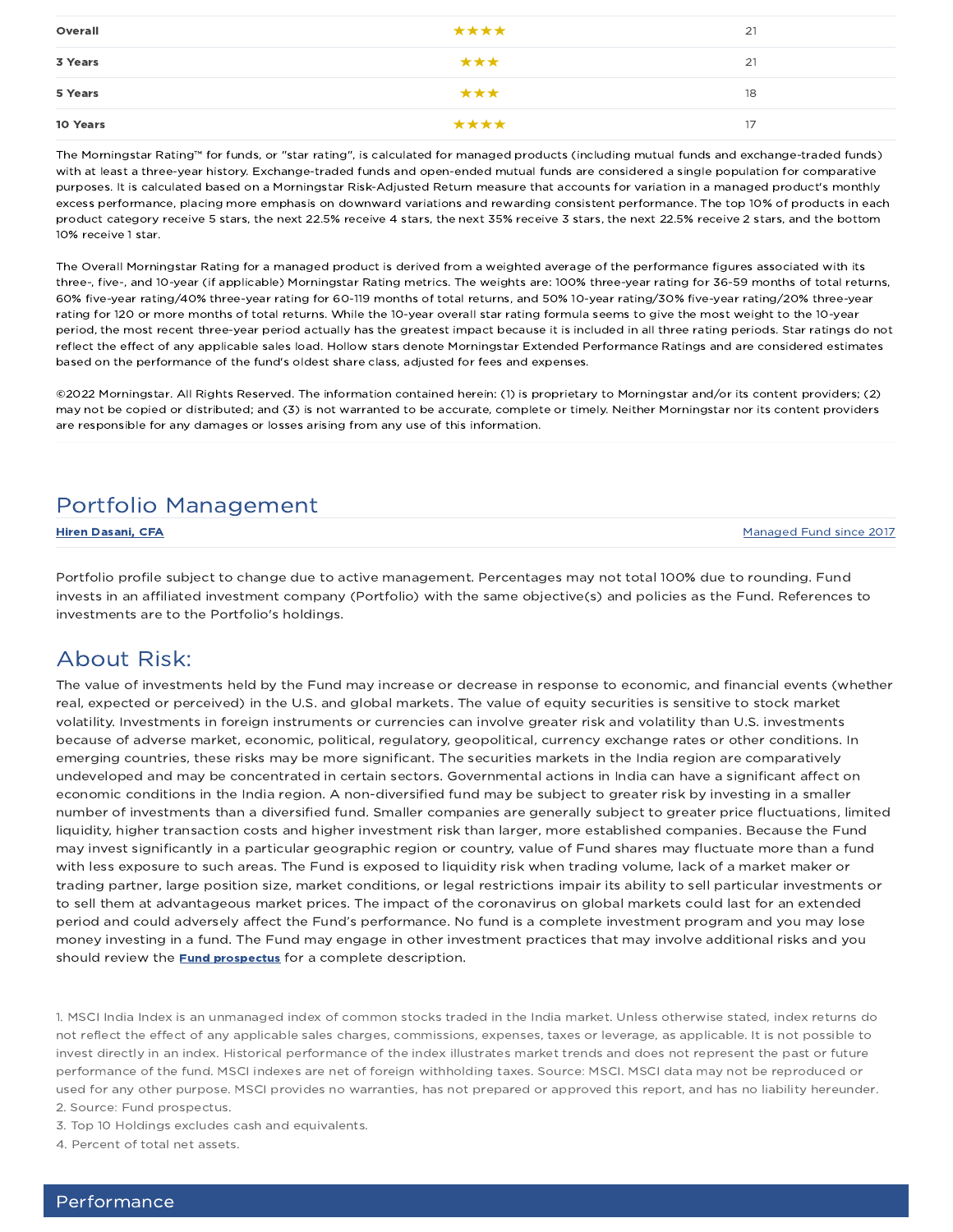| | | |
|---|---|---|
| **Overall** | ★★★★ | 21 |
| **3 Years** | ★★★ | 21 |
| **5 Years** | ★★★ | 18 |
| **10 Years** | ★★★★ | 17 |

The Morningstar Rating™ for funds, or "star rating", is calculated for managed products (including mutual funds and exchange-traded funds) with at least a three-year history. Exchange-traded funds and open-ended mutual funds are considered a single population for comparative purposes. It is calculated based on a Morningstar Risk-Adjusted Return measure that accounts for variation in a managed product's monthly excess performance, placing more emphasis on downward variations and rewarding consistent performance. The top 10% of products in each product category receive 5 stars, the next 22.5% receive 4 stars, the next 35% receive 3 stars, the next 22.5% receive 2 stars, and the bottom 10% receive 1 star.

The Overall Morningstar Rating for a managed product is derived from a weighted average of the performance figures associated with its three-, five-, and 10-year (if applicable) Morningstar Rating metrics. The weights are: 100% three-year rating for 36-59 months of total returns, 60% five-year rating/40% three-year rating for 60-119 months of total returns, and 50% 10-year rating/30% five-year rating/20% three-year rating for 120 or more months of total returns. While the 10-year overall star rating formula seems to give the most weight to the 10-year period, the most recent three-year period actually has the greatest impact because it is included in all three rating periods. Star ratings do not reflect the effect of any applicable sales load. Hollow stars denote Morningstar Extended Performance Ratings and are considered estimates based on the performance of the fund's oldest share class, adjusted for fees and expenses.

©2022 Morningstar. All Rights Reserved. The information contained herein: (1) is proprietary to Morningstar and/or its content providers; (2) may not be copied or distributed; and (3) is not warranted to be accurate, complete or timely. Neither Morningstar nor its content providers are responsible for any damages or losses arising from any use of this information.

## Portfolio Management

| | |
|---|---|
| **Hiren Dasani, CFA** | Managed Fund since 2017 |

Portfolio profile subject to change due to active management. Percentages may not total 100% due to rounding. Fund invests in an affiliated investment company (Portfolio) with the same objective(s) and policies as the Fund. References to investments are to the Portfolio's holdings.

## About Risk:

The value of investments held by the Fund may increase or decrease in response to economic, and financial events (whether real, expected or perceived) in the U.S. and global markets. The value of equity securities is sensitive to stock market volatility. Investments in foreign instruments or currencies can involve greater risk and volatility than U.S. investments because of adverse market, economic, political, regulatory, geopolitical, currency exchange rates or other conditions. In emerging countries, these risks may be more significant. The securities markets in the India region are comparatively undeveloped and may be concentrated in certain sectors. Governmental actions in India can have a significant affect on economic conditions in the India region. A non-diversified fund may be subject to greater risk by investing in a smaller number of investments than a diversified fund. Smaller companies are generally subject to greater price fluctuations, limited liquidity, higher transaction costs and higher investment risk than larger, more established companies. Because the Fund may invest significantly in a particular geographic region or country, value of Fund shares may fluctuate more than a fund with less exposure to such areas. The Fund is exposed to liquidity risk when trading volume, lack of a market maker or trading partner, large position size, market conditions, or legal restrictions impair its ability to sell particular investments or to sell them at advantageous market prices. The impact of the coronavirus on global markets could last for an extended period and could adversely affect the Fund's performance. No fund is a complete investment program and you may lose money investing in a fund. The Fund may engage in other investment practices that may involve additional risks and you should review the **Fund prospectus** for a complete description.

1. MSCI India Index is an unmanaged index of common stocks traded in the India market. Unless otherwise stated, index returns do not reflect the effect of any applicable sales charges, commissions, expenses, taxes or leverage, as applicable. It is not possible to invest directly in an index. Historical performance of the index illustrates market trends and does not represent the past or future performance of the fund. MSCI indexes are net of foreign withholding taxes. Source: MSCI. MSCI data may not be reproduced or used for any other purpose. MSCI provides no warranties, has not prepared or approved this report, and has no liability hereunder.
2. Source: Fund prospectus.
3. Top 10 Holdings excludes cash and equivalents.
4. Percent of total net assets.

## Performance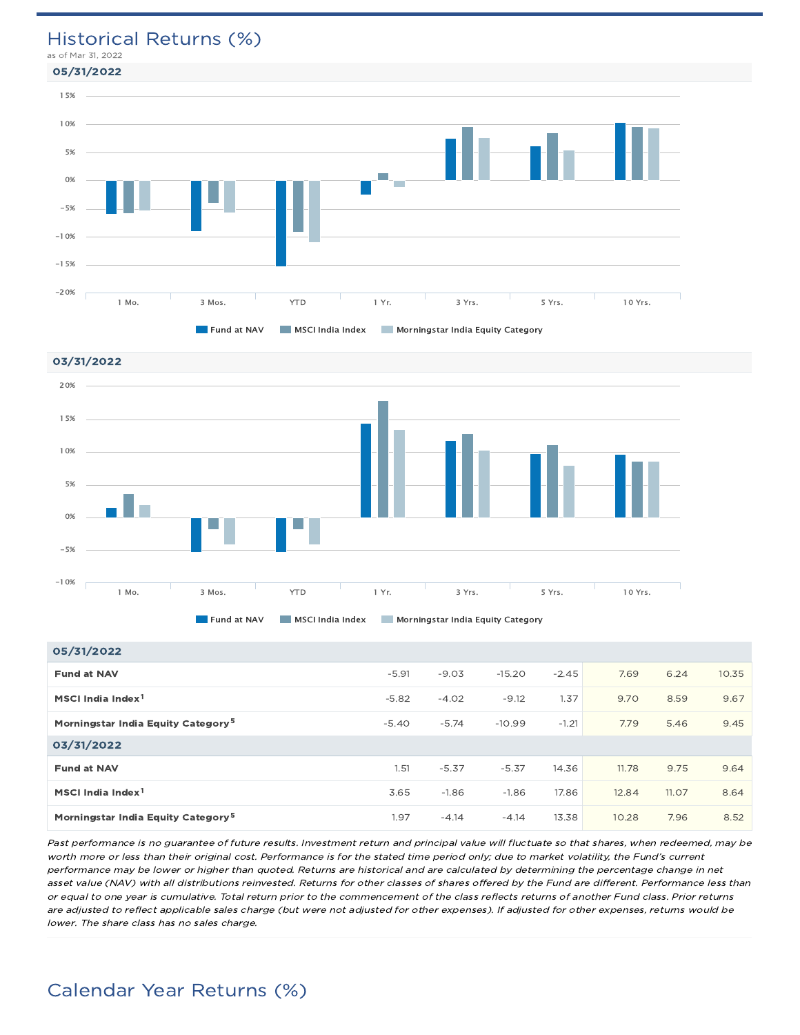# Historical Returns (%)

as of Mar 31, 2022

**05/31/2022**

15%
10%
5%
0%
-5%
-10%
-15%
-20%

1 Mo. | 3 Mos. | YTD | 1 Yr. | 3 Yrs. | 5 Yrs. | 10 Yrs.

Fund at NAV | MSCI India Index | Morningstar India Equity Category

**03/31/2022**

20%
15%
10%
5%
0%
-5%
-10%

1 Mo. | 3 Mos. | YTD | 1 Yr. | 3 Yrs. | 5 Yrs. | 10 Yrs.

Fund at NAV | MSCI India Index | Morningstar India Equity Category

| | 1 Mo. | 3 Mos. | YTD | 1 Yr. | 3 Yrs. | 5 Yrs. | 10 Yrs. |
|---|---|---|---|---|---|---|---|
| **05/31/2022** | | | | | | | |
| **Fund at NAV** | -5.91 | -9.03 | -15.20 | -2.45 | 7.69 | 6.24 | 10.35 |
| **MSCI India Index[1]** | -5.82 | -4.02 | -9.12 | 1.37 | 9.70 | 8.59 | 9.67 |
| **Morningstar India Equity Category[5]** | -5.40 | -5.74 | -10.99 | -1.21 | 7.79 | 5.46 | 9.45 |
| **03/31/2022** | | | | | | | |
| **Fund at NAV** | 1.51 | -5.37 | -5.37 | 14.36 | 11.78 | 9.75 | 9.64 |
| **MSCI India Index[1]** | 3.65 | -1.86 | -1.86 | 17.86 | 12.84 | 11.07 | 8.64 |
| **Morningstar India Equity Category[5]** | 1.97 | -4.14 | -4.14 | 13.38 | 10.28 | 7.96 | 8.52 |

*Past performance is no guarantee of future results. Investment return and principal value will fluctuate so that shares, when redeemed, may be worth more or less than their original cost. Performance is for the stated time period only; due to market volatility, the Fund's current performance may be lower or higher than quoted. Returns are historical and are calculated by determining the percentage change in net asset value (NAV) with all distributions reinvested. Returns for other classes of shares offered by the Fund are different. Performance less than or equal to one year is cumulative. Total return prior to the commencement of the class reflects returns of another Fund class. Prior returns are adjusted to reflect applicable sales charge (but were not adjusted for other expenses). If adjusted for other expenses, returns would be lower. The share class has no sales charge.*

# Calendar Year Returns (%)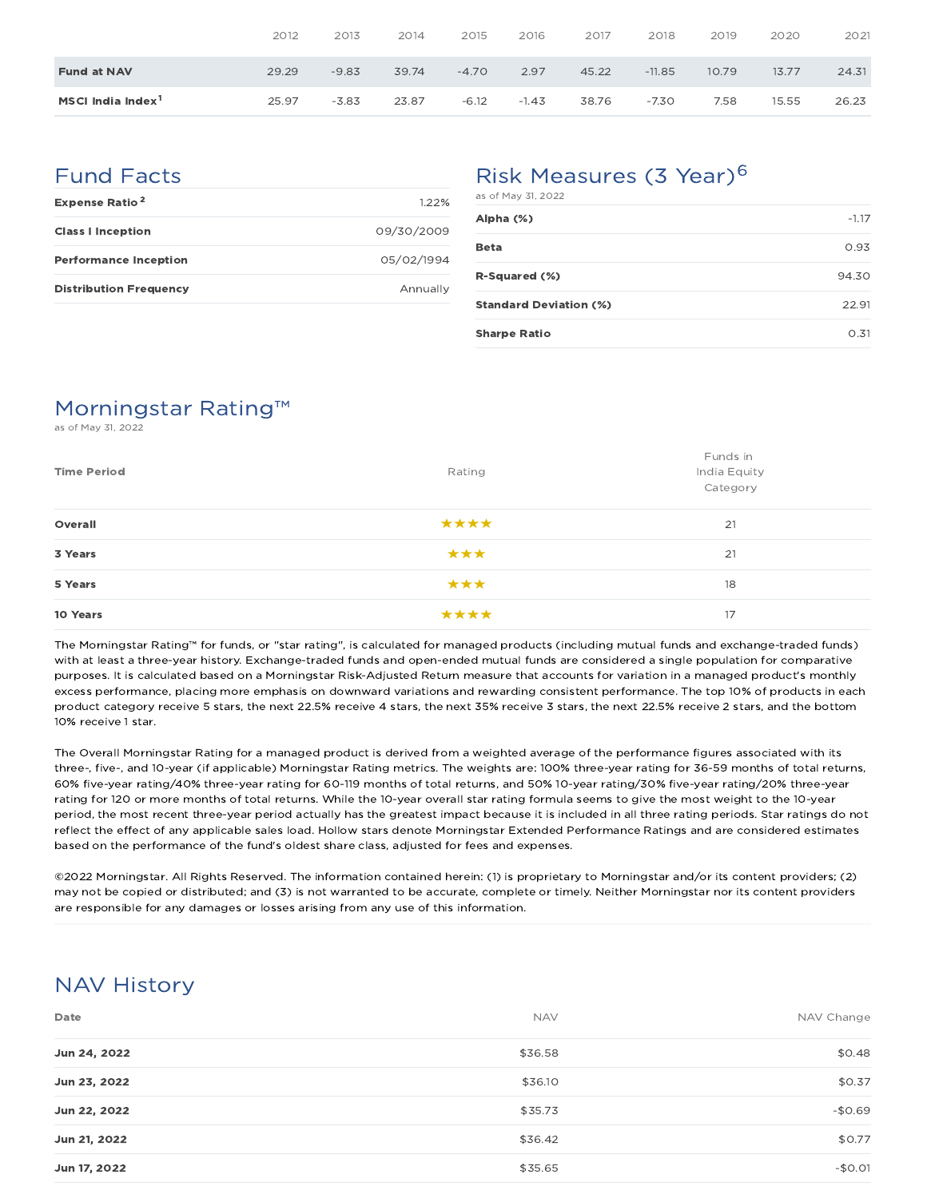| | 2012 | 2013 | 2014 | 2015 | 2016 | 2017 | 2018 | 2019 | 2020 | 2021 |
|---|---|---|---|---|---|---|---|---|---|---|
| **Fund at NAV** | 29.29 | -9.83 | 39.74 | -4.70 | 2.97 | 45.22 | -11.85 | 10.79 | 13.77 | 24.31 |
| **MSCI India Index**[1] | 25.97 | -3.83 | 23.87 | -6.12 | -1.43 | 38.76 | -7.30 | 7.58 | 15.55 | 26.23 |

## Fund Facts

| | |
|---|---|
| **Expense Ratio**[2] | 1.22% |
| **Class I Inception** | 09/30/2009 |
| **Performance Inception** | 05/02/1994 |
| **Distribution Frequency** | Annually |

## Risk Measures (3 Year)[6]

as of May 31, 2022

| | |
|---|---|
| **Alpha (%)** | -1.17 |
| **Beta** | 0.93 |
| **R-Squared (%)** | 94.30 |
| **Standard Deviation (%)** | 22.91 |
| **Sharpe Ratio** | 0.31 |

## Morningstar Rating™

as of May 31, 2022

| Time Period | Rating | Funds in India Equity Category |
|---|---|---|
| **Overall** | ★★★★ | 21 |
| **3 Years** | ★★★ | 21 |
| **5 Years** | ★★★ | 18 |
| **10 Years** | ★★★★ | 17 |

The Morningstar Rating™ for funds, or "star rating", is calculated for managed products (including mutual funds and exchange-traded funds) with at least a three-year history. Exchange-traded funds and open-ended mutual funds are considered a single population for comparative purposes. It is calculated based on a Morningstar Risk-Adjusted Return measure that accounts for variation in a managed product's monthly excess performance, placing more emphasis on downward variations and rewarding consistent performance. The top 10% of products in each product category receive 5 stars, the next 22.5% receive 4 stars, the next 35% receive 3 stars, the next 22.5% receive 2 stars, and the bottom 10% receive 1 star.

The Overall Morningstar Rating for a managed product is derived from a weighted average of the performance figures associated with its three-, five-, and 10-year (if applicable) Morningstar Rating metrics. The weights are: 100% three-year rating for 36-59 months of total returns, 60% five-year rating/40% three-year rating for 60-119 months of total returns, and 50% 10-year rating/30% five-year rating/20% three-year rating for 120 or more months of total returns. While the 10-year overall star rating formula seems to give the most weight to the 10-year period, the most recent three-year period actually has the greatest impact because it is included in all three rating periods. Star ratings do not reflect the effect of any applicable sales load. Hollow stars denote Morningstar Extended Performance Ratings and are considered estimates based on the performance of the fund's oldest share class, adjusted for fees and expenses.

©2022 Morningstar. All Rights Reserved. The information contained herein: (1) is proprietary to Morningstar and/or its content providers; (2) may not be copied or distributed; and (3) is not warranted to be accurate, complete or timely. Neither Morningstar nor its content providers are responsible for any damages or losses arising from any use of this information.

## NAV History

| Date | NAV | NAV Change |
|---|---|---|
| **Jun 24, 2022** | $36.58 | $0.48 |
| **Jun 23, 2022** | $36.10 | $0.37 |
| **Jun 22, 2022** | $35.73 | -$0.69 |
| **Jun 21, 2022** | $36.42 | $0.77 |
| **Jun 17, 2022** | $35.65 | -$0.01 |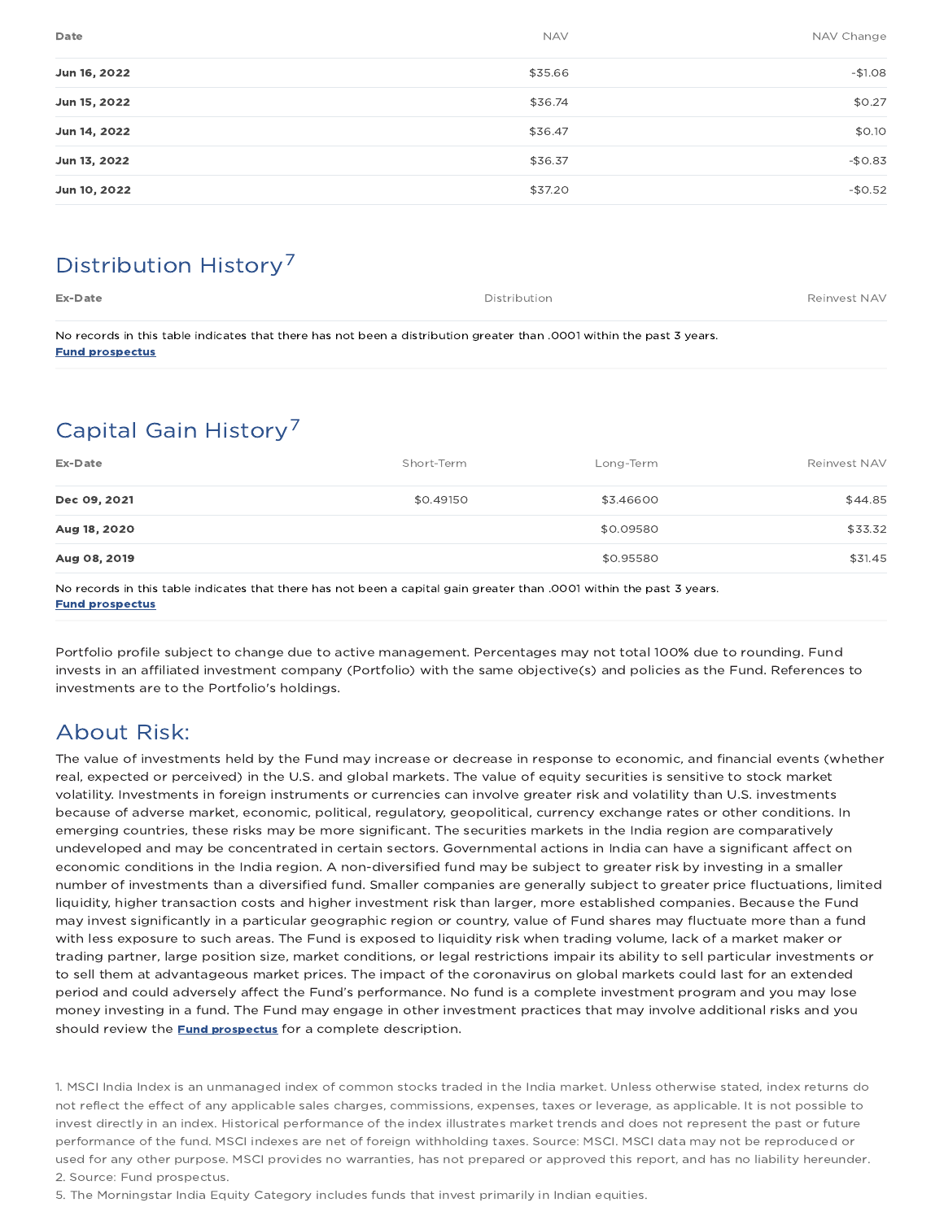| Date | NAV | NAV Change |
| --- | --- | --- |
| **Jun 16, 2022** | $35.66 | -$1.08 |
| **Jun 15, 2022** | $36.74 | $0.27 |
| **Jun 14, 2022** | $36.47 | $0.10 |
| **Jun 13, 2022** | $36.37 | -$0.83 |
| **Jun 10, 2022** | $37.20 | -$0.52 |

## Distribution History[7]

| Ex-Date | Distribution | Reinvest NAV |
| --- | --- | --- |

No records in this table indicates that there has not been a distribution greater than .0001 within the past 3 years.
**Fund prospectus**

## Capital Gain History[7]

| Ex-Date | Short-Term | Long-Term | Reinvest NAV |
| --- | --- | --- | --- |
| **Dec 09, 2021** | $0.49150 | $3.46600 | $44.85 |
| **Aug 18, 2020** | | $0.09580 | $33.32 |
| **Aug 08, 2019** | | $0.95580 | $31.45 |

No records in this table indicates that there has not been a capital gain greater than .0001 within the past 3 years.
**Fund prospectus**

Portfolio profile subject to change due to active management. Percentages may not total 100% due to rounding. Fund invests in an affiliated investment company (Portfolio) with the same objective(s) and policies as the Fund. References to investments are to the Portfolio's holdings.

## About Risk:

The value of investments held by the Fund may increase or decrease in response to economic, and financial events (whether real, expected or perceived) in the U.S. and global markets. The value of equity securities is sensitive to stock market volatility. Investments in foreign instruments or currencies can involve greater risk and volatility than U.S. investments because of adverse market, economic, political, regulatory, geopolitical, currency exchange rates or other conditions. In emerging countries, these risks may be more significant. The securities markets in the India region are comparatively undeveloped and may be concentrated in certain sectors. Governmental actions in India can have a significant affect on economic conditions in the India region. A non-diversified fund may be subject to greater risk by investing in a smaller number of investments than a diversified fund. Smaller companies are generally subject to greater price fluctuations, limited liquidity, higher transaction costs and higher investment risk than larger, more established companies. Because the Fund may invest significantly in a particular geographic region or country, value of Fund shares may fluctuate more than a fund with less exposure to such areas. The Fund is exposed to liquidity risk when trading volume, lack of a market maker or trading partner, large position size, market conditions, or legal restrictions impair its ability to sell particular investments or to sell them at advantageous market prices. The impact of the coronavirus on global markets could last for an extended period and could adversely affect the Fund's performance. No fund is a complete investment program and you may lose money investing in a fund. The Fund may engage in other investment practices that may involve additional risks and you should review the **Fund prospectus** for a complete description.

1. MSCI India Index is an unmanaged index of common stocks traded in the India market. Unless otherwise stated, index returns do not reflect the effect of any applicable sales charges, commissions, expenses, taxes or leverage, as applicable. It is not possible to invest directly in an index. Historical performance of the index illustrates market trends and does not represent the past or future performance of the fund. MSCI indexes are net of foreign withholding taxes. Source: MSCI. MSCI data may not be reproduced or used for any other purpose. MSCI provides no warranties, has not prepared or approved this report, and has no liability hereunder.
2. Source: Fund prospectus.
5. The Morningstar India Equity Category includes funds that invest primarily in Indian equities.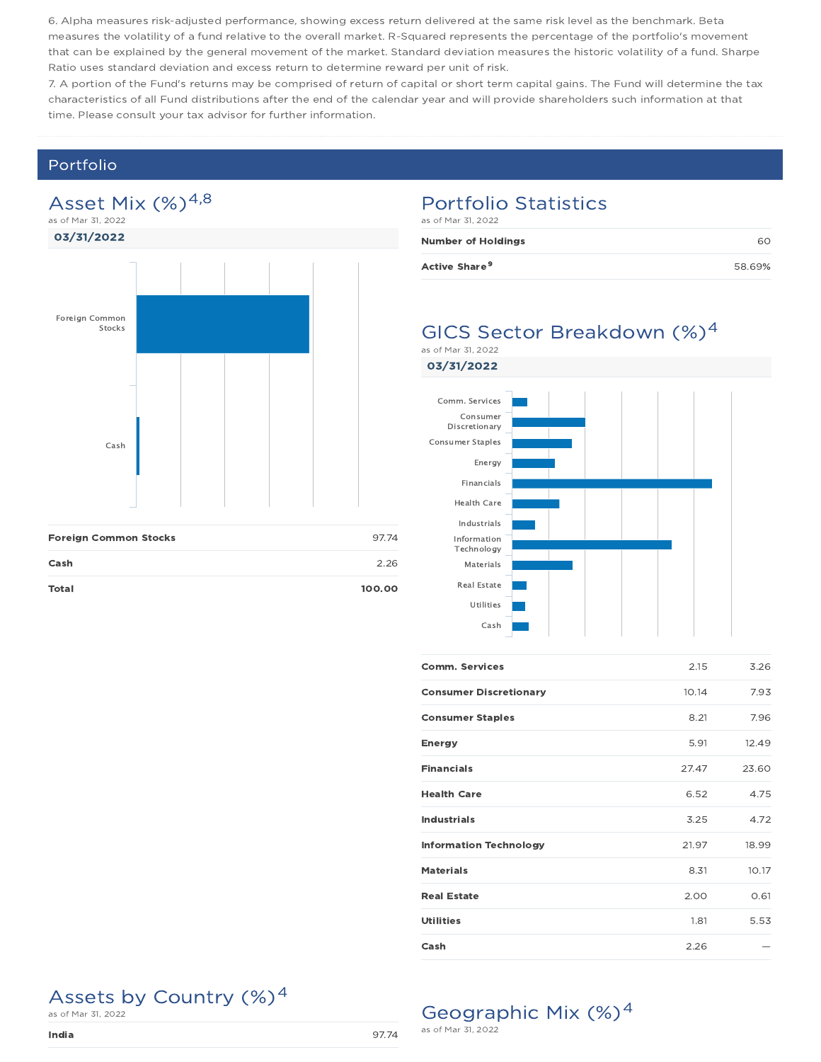6. Alpha measures risk-adjusted performance, showing excess return delivered at the same risk level as the benchmark. Beta measures the volatility of a fund relative to the overall market. R-Squared represents the percentage of the portfolio's movement that can be explained by the general movement of the market. Standard deviation measures the historic volatility of a fund. Sharpe Ratio uses standard deviation and excess return to determine reward per unit of risk.

7. A portion of the Fund's returns may be comprised of return of capital or short term capital gains. The Fund will determine the tax characteristics of all Fund distributions after the end of the calendar year and will provide shareholders such information at that time. Please consult your tax advisor for further information.

## Portfolio

### Asset Mix (%)[4,8]

as of Mar 31, 2022

**03/31/2022**

| | |
|---|---|
| **Foreign Common Stocks** | 97.74 |
| **Cash** | 2.26 |
| **Total** | **100.00** |

### Portfolio Statistics

as of Mar 31, 2022

| | |
|---|---|
| **Number of Holdings** | 60 |
| **Active Share**[9] | 58.69% |

### GICS Sector Breakdown (%)[4]

as of Mar 31, 2022

**03/31/2022**

| | | |
|---|---|---|
| **Comm. Services** | 2.15 | 3.26 |
| **Consumer Discretionary** | 10.14 | 7.93 |
| **Consumer Staples** | 8.21 | 7.96 |
| **Energy** | 5.91 | 12.49 |
| **Financials** | 27.47 | 23.60 |
| **Health Care** | 6.52 | 4.75 |
| **Industrials** | 3.25 | 4.72 |
| **Information Technology** | 21.97 | 18.99 |
| **Materials** | 8.31 | 10.17 |
| **Real Estate** | 2.00 | 0.61 |
| **Utilities** | 1.81 | 5.53 |
| **Cash** | 2.26 | — |

### Assets by Country (%)[4]

as of Mar 31, 2022

| | |
|---|---|
| **India** | 97.74 |

### Geographic Mix (%)[4]

as of Mar 31, 2022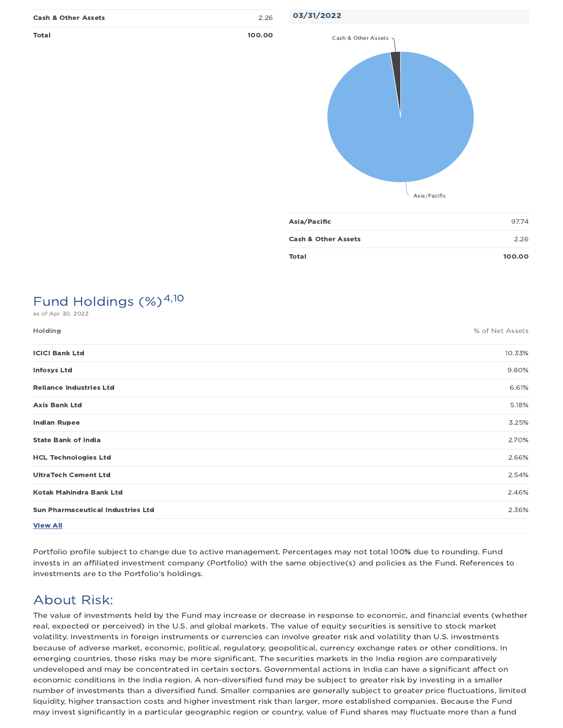| | |
|---|---|
| Cash & Other Assets | 2.26 |
| **Total** | **100.00** |

**03/31/2022**

| | |
|---|---|
| Asia/Pacific | 97.74 |
| Cash & Other Assets | 2.26 |
| **Total** | **100.00** |

## Fund Holdings (%)[4,10]

as of Apr 30, 2022

| Holding | % of Net Assets |
|---|---|
| ICICI Bank Ltd | 10.33% |
| Infosys Ltd | 9.80% |
| Reliance Industries Ltd | 6.61% |
| Axis Bank Ltd | 5.18% |
| Indian Rupee | 3.25% |
| State Bank of India | 2.70% |
| HCL Technologies Ltd | 2.66% |
| UltraTech Cement Ltd | 2.54% |
| Kotak Mahindra Bank Ltd | 2.46% |
| Sun Pharmaceutical Industries Ltd | 2.36% |

View All

Portfolio profile subject to change due to active management. Percentages may not total 100% due to rounding. Fund invests in an affiliated investment company (Portfolio) with the same objective(s) and policies as the Fund. References to investments are to the Portfolio's holdings.

## About Risk:

The value of investments held by the Fund may increase or decrease in response to economic, and financial events (whether real, expected or perceived) in the U.S. and global markets. The value of equity securities is sensitive to stock market volatility. Investments in foreign instruments or currencies can involve greater risk and volatility than U.S. investments because of adverse market, economic, political, regulatory, geopolitical, currency exchange rates or other conditions. In emerging countries, these risks may be more significant. The securities markets in the India region are comparatively undeveloped and may be concentrated in certain sectors. Governmental actions in India can have a significant affect on economic conditions in the India region. A non-diversified fund may be subject to greater risk by investing in a smaller number of investments than a diversified fund. Smaller companies are generally subject to greater price fluctuations, limited liquidity, higher transaction costs and higher investment risk than larger, more established companies. Because the Fund may invest significantly in a particular geographic region or country, value of Fund shares may fluctuate more than a fund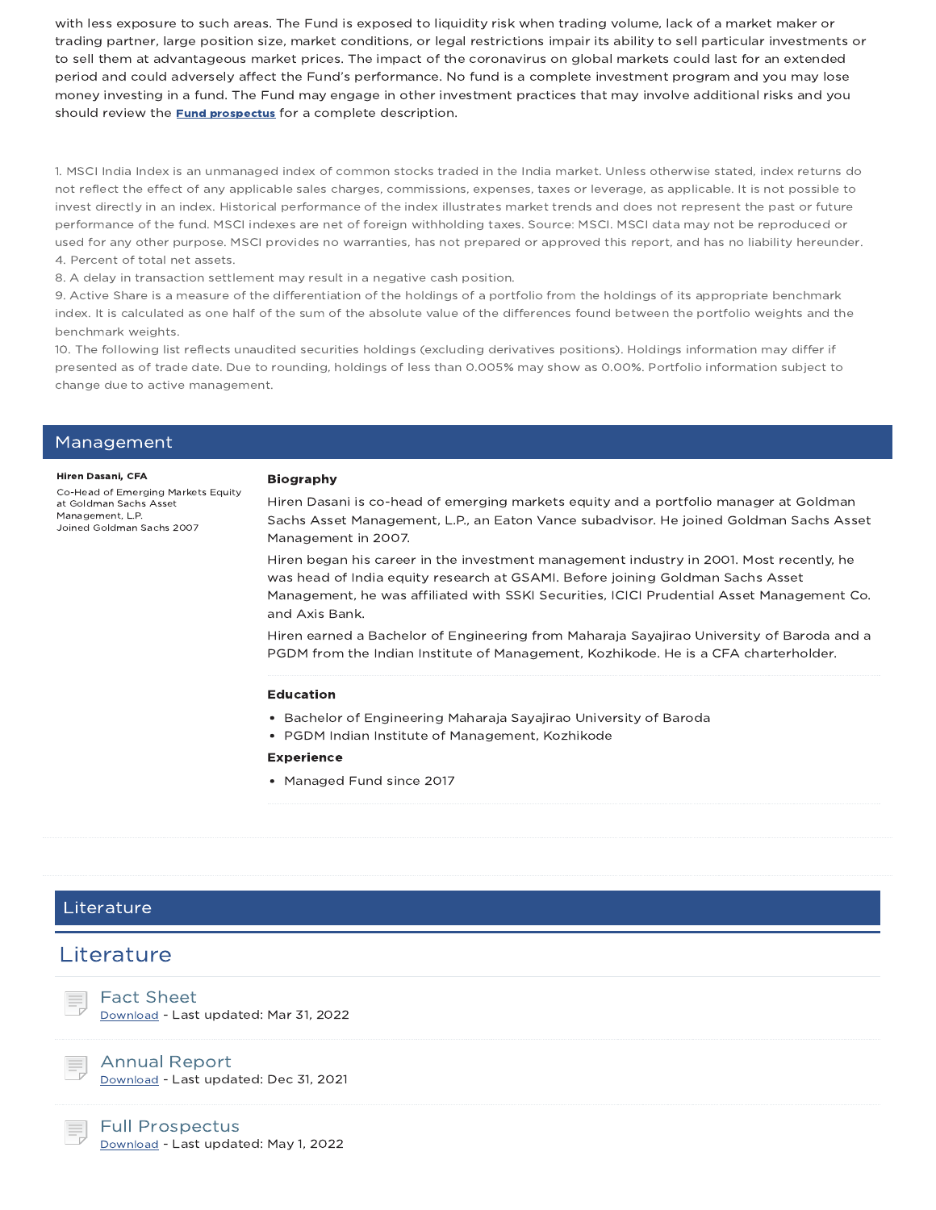with less exposure to such areas. The Fund is exposed to liquidity risk when trading volume, lack of a market maker or trading partner, large position size, market conditions, or legal restrictions impair its ability to sell particular investments or to sell them at advantageous market prices. The impact of the coronavirus on global markets could last for an extended period and could adversely affect the Fund's performance. No fund is a complete investment program and you may lose money investing in a fund. The Fund may engage in other investment practices that may involve additional risks and you should review the **Fund prospectus** for a complete description.

1. MSCI India Index is an unmanaged index of common stocks traded in the India market. Unless otherwise stated, index returns do not reflect the effect of any applicable sales charges, commissions, expenses, taxes or leverage, as applicable. It is not possible to invest directly in an index. Historical performance of the index illustrates market trends and does not represent the past or future performance of the fund. MSCI indexes are net of foreign withholding taxes. Source: MSCI. MSCI data may not be reproduced or used for any other purpose. MSCI provides no warranties, has not prepared or approved this report, and has no liability hereunder.
4. Percent of total net assets.
8. A delay in transaction settlement may result in a negative cash position.
9. Active Share is a measure of the differentiation of the holdings of a portfolio from the holdings of its appropriate benchmark index. It is calculated as one half of the sum of the absolute value of the differences found between the portfolio weights and the benchmark weights.
10. The following list reflects unaudited securities holdings (excluding derivatives positions). Holdings information may differ if presented as of trade date. Due to rounding, holdings of less than 0.005% may show as 0.00%. Portfolio information subject to change due to active management.

## Management

**Hiren Dasani, CFA**

Co-Head of Emerging Markets Equity at Goldman Sachs Asset Management, L.P.
Joined Goldman Sachs 2007

**Biography**

Hiren Dasani is co-head of emerging markets equity and a portfolio manager at Goldman Sachs Asset Management, L.P., an Eaton Vance subadvisor. He joined Goldman Sachs Asset Management in 2007.

Hiren began his career in the investment management industry in 2001. Most recently, he was head of India equity research at GSAMI. Before joining Goldman Sachs Asset Management, he was affiliated with SSKI Securities, ICICI Prudential Asset Management Co. and Axis Bank.

Hiren earned a Bachelor of Engineering from Maharaja Sayajirao University of Baroda and a PGDM from the Indian Institute of Management, Kozhikode. He is a CFA charterholder.

**Education**

- Bachelor of Engineering Maharaja Sayajirao University of Baroda
- PGDM Indian Institute of Management, Kozhikode

**Experience**

- Managed Fund since 2017

## Literature

## Literature

**Fact Sheet**
Download - Last updated: Mar 31, 2022

**Annual Report**
Download - Last updated: Dec 31, 2021

**Full Prospectus**
Download - Last updated: May 1, 2022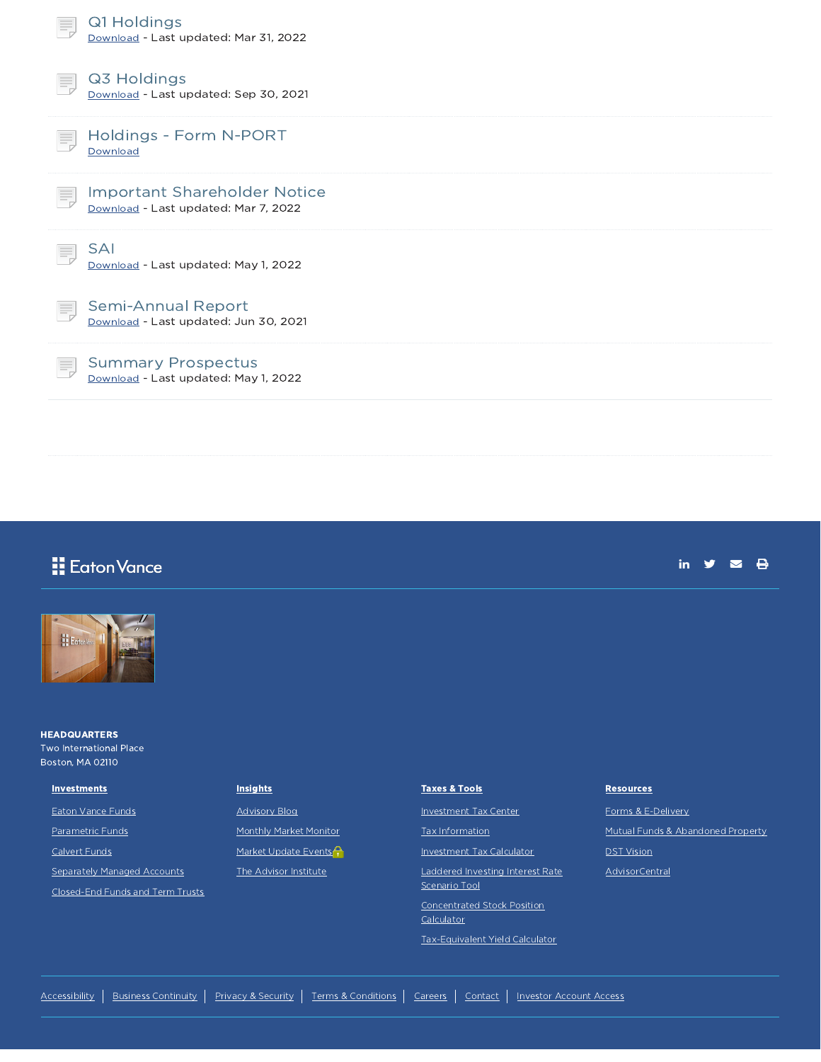### Q1 Holdings
Download - Last updated: Mar 31, 2022

### Q3 Holdings
Download - Last updated: Sep 30, 2021

### Holdings - Form N-PORT
Download

### Important Shareholder Notice
Download - Last updated: Mar 7, 2022

### SAI
Download - Last updated: May 1, 2022

### Semi-Annual Report
Download - Last updated: Jun 30, 2021

### Summary Prospectus
Download - Last updated: May 1, 2022

---

Eaton Vance

**HEADQUARTERS**
Two International Place
Boston, MA 02110

**Investments**
- Eaton Vance Funds
- Parametric Funds
- Calvert Funds
- Separately Managed Accounts
- Closed-End Funds and Term Trusts

**Insights**
- Advisory Blog
- Monthly Market Monitor
- Market Update Events
- The Advisor Institute

**Taxes & Tools**
- Investment Tax Center
- Tax Information
- Investment Tax Calculator
- Laddered Investing Interest Rate Scenario Tool
- Concentrated Stock Position Calculator
- Tax-Equivalent Yield Calculator

**Resources**
- Forms & E-Delivery
- Mutual Funds & Abandoned Property
- DST Vision
- AdvisorCentral

Accessibility | Business Continuity | Privacy & Security | Terms & Conditions | Careers | Contact | Investor Account Access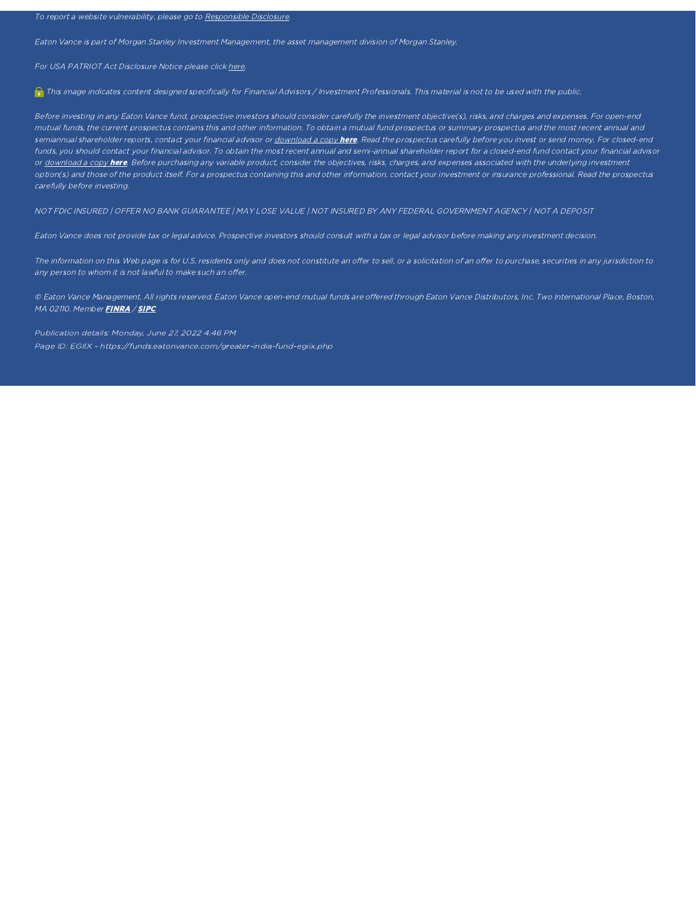*To report a website vulnerability, please go to Responsible Disclosure.*

*Eaton Vance is part of Morgan Stanley Investment Management, the asset management division of Morgan Stanley.*

*For USA PATRIOT Act Disclosure Notice please click here.*

*This image indicates content designed specifically for Financial Advisors / Investment Professionals. This material is not to be used with the public.*

*Before investing in any Eaton Vance fund, prospective investors should consider carefully the investment objective(s), risks, and charges and expenses. For open-end mutual funds, the current prospectus contains this and other information. To obtain a mutual fund prospectus or summary prospectus and the most recent annual and semiannual shareholder reports, contact your financial advisor or download a copy* ***here****. Read the prospectus carefully before you invest or send money. For closed-end funds, you should contact your financial advisor. To obtain the most recent annual and semi-annual shareholder report for a closed-end fund contact your financial advisor or download a copy* ***here****. Before purchasing any variable product, consider the objectives, risks, charges, and expenses associated with the underlying investment option(s) and those of the product itself. For a prospectus containing this and other information, contact your investment or insurance professional. Read the prospectus carefully before investing.*

*NOT FDIC INSURED | OFFER NO BANK GUARANTEE | MAY LOSE VALUE | NOT INSURED BY ANY FEDERAL GOVERNMENT AGENCY | NOT A DEPOSIT*

*Eaton Vance does not provide tax or legal advice. Prospective investors should consult with a tax or legal advisor before making any investment decision.*

*The information on this Web page is for U.S. residents only and does not constitute an offer to sell, or a solicitation of an offer to purchase, securities in any jurisdiction to any person to whom it is not lawful to make such an offer.*

*© Eaton Vance Management. All rights reserved. Eaton Vance open-end mutual funds are offered through Eaton Vance Distributors, Inc. Two International Place, Boston, MA 02110. Member* ***FINRA*** */* ***SIPC***

*Publication details: Monday, June 27, 2022 4:46 PM*
*Page ID: EGIIX - https://funds.eatonvance.com/greater-india-fund-egiix.php*